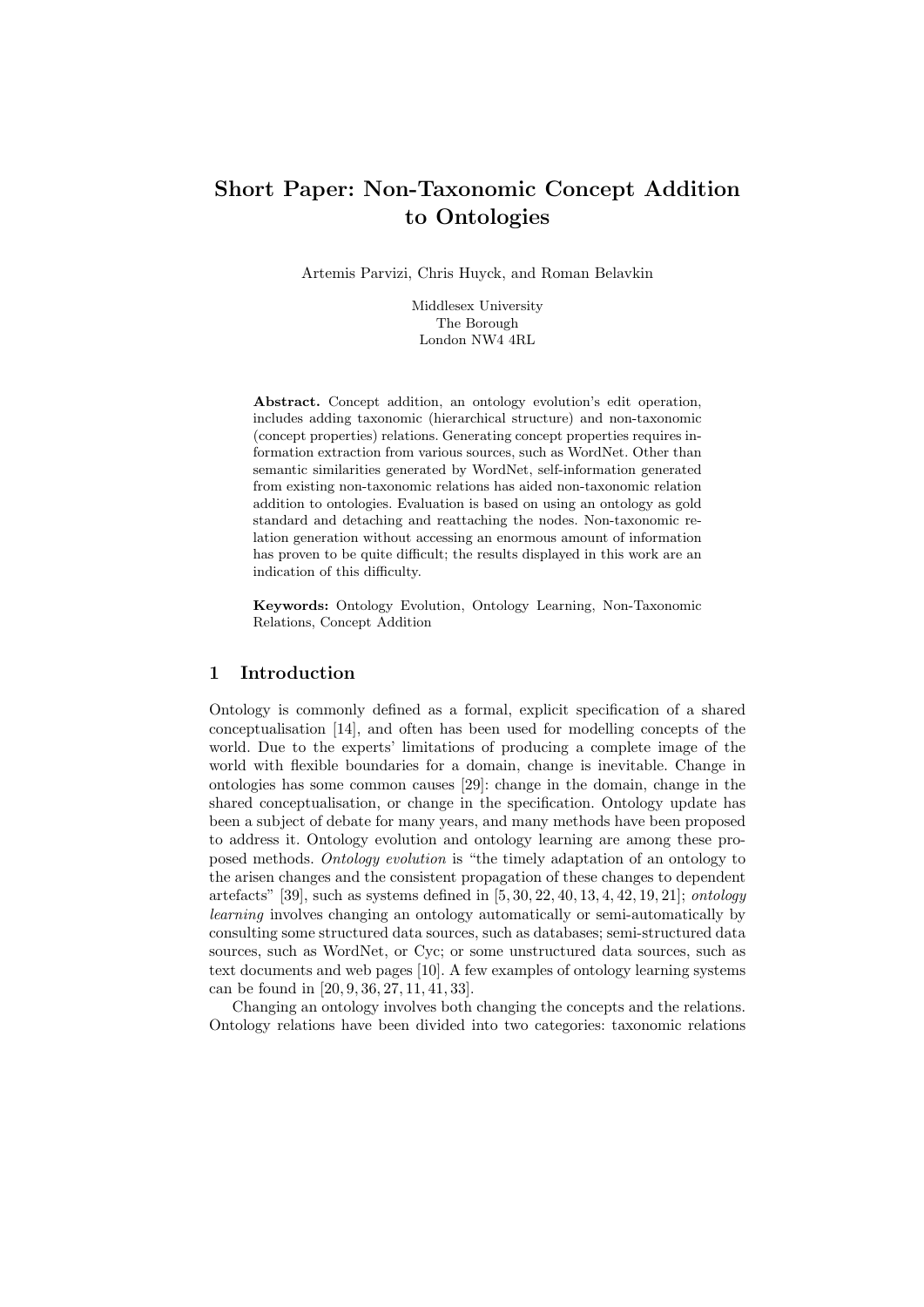# Short Paper: Non-Taxonomic Concept Addition to Ontologies

Artemis Parvizi, Chris Huyck, and Roman Belavkin

Middlesex University
The Borough
London NW4 4RL

**Abstract.** Concept addition, an ontology evolution's edit operation, includes adding taxonomic (hierarchical structure) and non-taxonomic (concept properties) relations. Generating concept properties requires information extraction from various sources, such as WordNet. Other than semantic similarities generated by WordNet, self-information generated from existing non-taxonomic relations has aided non-taxonomic relation addition to ontologies. Evaluation is based on using an ontology as gold standard and detaching and reattaching the nodes. Non-taxonomic relation generation without accessing an enormous amount of information has proven to be quite difficult; the results displayed in this work are an indication of this difficulty.

**Keywords:** Ontology Evolution, Ontology Learning, Non-Taxonomic Relations, Concept Addition

## 1 Introduction

Ontology is commonly defined as a formal, explicit specification of a shared conceptualisation [14], and often has been used for modelling concepts of the world. Due to the experts' limitations of producing a complete image of the world with flexible boundaries for a domain, change is inevitable. Change in ontologies has some common causes [29]: change in the domain, change in the shared conceptualisation, or change in the specification. Ontology update has been a subject of debate for many years, and many methods have been proposed to address it. Ontology evolution and ontology learning are among these proposed methods. *Ontology evolution* is "the timely adaptation of an ontology to the arisen changes and the consistent propagation of these changes to dependent artefacts" [39], such as systems defined in [5, 30, 22, 40, 13, 4, 42, 19, 21]; *ontology learning* involves changing an ontology automatically or semi-automatically by consulting some structured data sources, such as databases; semi-structured data sources, such as WordNet, or Cyc; or some unstructured data sources, such as text documents and web pages [10]. A few examples of ontology learning systems can be found in [20, 9, 36, 27, 11, 41, 33].

Changing an ontology involves both changing the concepts and the relations. Ontology relations have been divided into two categories: taxonomic relations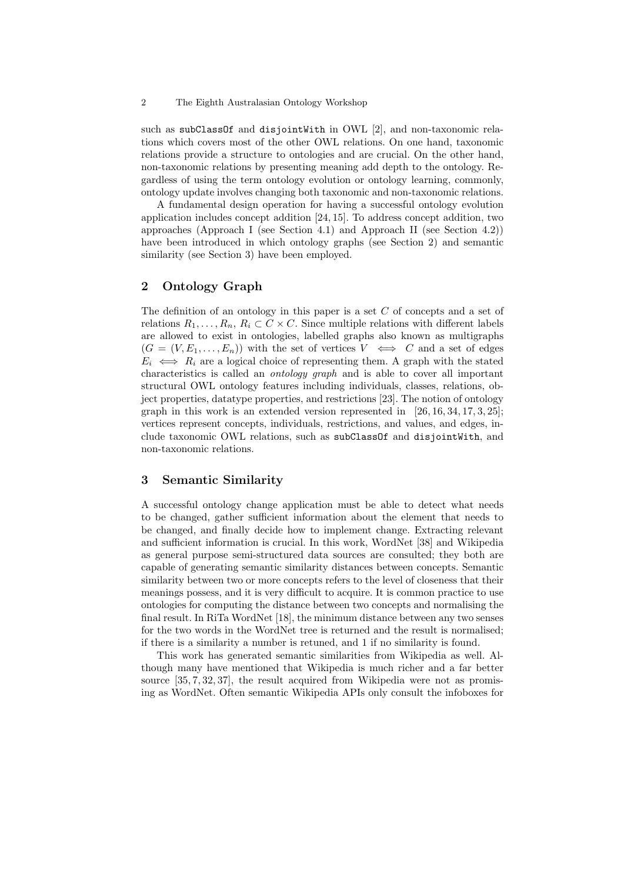such as subClassOf and disjointWith in OWL [2], and non-taxonomic relations which covers most of the other OWL relations. On one hand, taxonomic relations provide a structure to ontologies and are crucial. On the other hand, non-taxonomic relations by presenting meaning add depth to the ontology. Regardless of using the term ontology evolution or ontology learning, commonly, ontology update involves changing both taxonomic and non-taxonomic relations.

A fundamental design operation for having a successful ontology evolution application includes concept addition [24, 15]. To address concept addition, two approaches (Approach I (see Section 4.1) and Approach II (see Section 4.2)) have been introduced in which ontology graphs (see Section 2) and semantic similarity (see Section 3) have been employed.

## 2 Ontology Graph

The definition of an ontology in this paper is a set $C$ of concepts and a set of relations $R_1, \ldots, R_n$, $R_i \subset C \times C$. Since multiple relations with different labels are allowed to exist in ontologies, labelled graphs also known as multigraphs ($G = (V, E_1, \ldots, E_n)$) with the set of vertices $V \iff C$ and a set of edges $E_i \iff R_i$ are a logical choice of representing them. A graph with the stated characteristics is called an *ontology graph* and is able to cover all important structural OWL ontology features including individuals, classes, relations, object properties, datatype properties, and restrictions [23]. The notion of ontology graph in this work is an extended version represented in [26, 16, 34, 17, 3, 25]; vertices represent concepts, individuals, restrictions, and values, and edges, include taxonomic OWL relations, such as subClassOf and disjointWith, and non-taxonomic relations.

## 3 Semantic Similarity

A successful ontology change application must be able to detect what needs to be changed, gather sufficient information about the element that needs to be changed, and finally decide how to implement change. Extracting relevant and sufficient information is crucial. In this work, WordNet [38] and Wikipedia as general purpose semi-structured data sources are consulted; they both are capable of generating semantic similarity distances between concepts. Semantic similarity between two or more concepts refers to the level of closeness that their meanings possess, and it is very difficult to acquire. It is common practice to use ontologies for computing the distance between two concepts and normalising the final result. In RiTa WordNet [18], the minimum distance between any two senses for the two words in the WordNet tree is returned and the result is normalised; if there is a similarity a number is retuned, and 1 if no similarity is found.

This work has generated semantic similarities from Wikipedia as well. Although many have mentioned that Wikipedia is much richer and a far better source [35, 7, 32, 37], the result acquired from Wikipedia were not as promising as WordNet. Often semantic Wikipedia APIs only consult the infoboxes for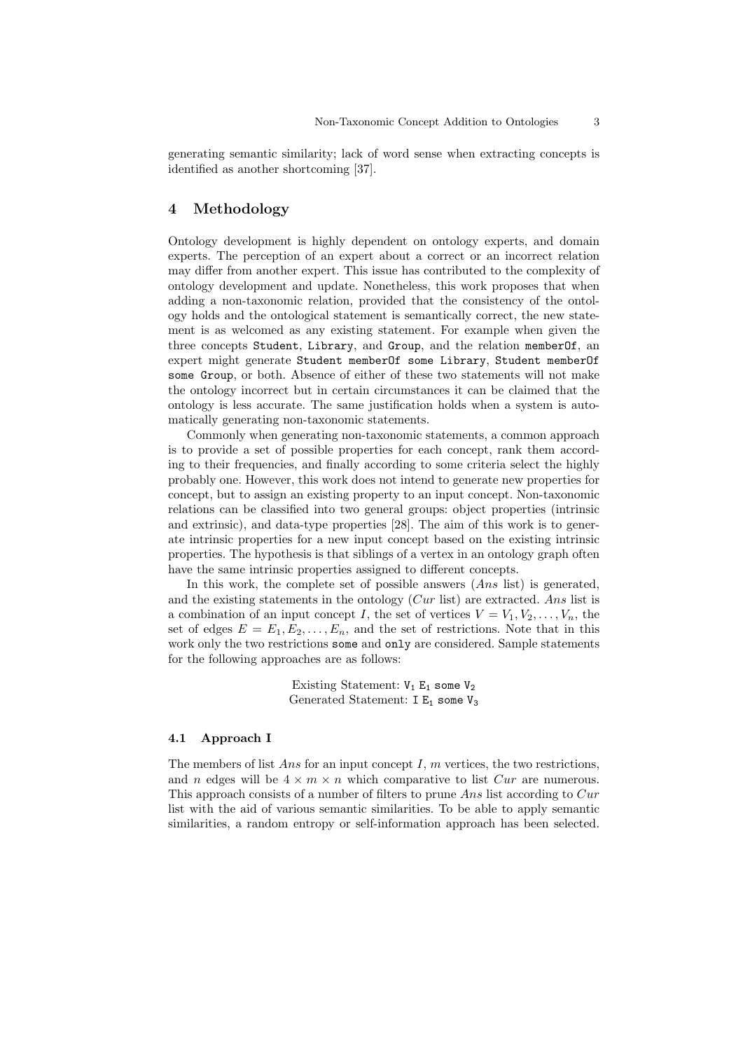generating semantic similarity; lack of word sense when extracting concepts is identified as another shortcoming [37].

## 4 Methodology

Ontology development is highly dependent on ontology experts, and domain experts. The perception of an expert about a correct or an incorrect relation may differ from another expert. This issue has contributed to the complexity of ontology development and update. Nonetheless, this work proposes that when adding a non-taxonomic relation, provided that the consistency of the ontology holds and the ontological statement is semantically correct, the new statement is as welcomed as any existing statement. For example when given the three concepts `Student`, `Library`, and `Group`, and the relation `memberOf`, an expert might generate `Student memberOf some Library`, `Student memberOf some Group`, or both. Absence of either of these two statements will not make the ontology incorrect but in certain circumstances it can be claimed that the ontology is less accurate. The same justification holds when a system is automatically generating non-taxonomic statements.

Commonly when generating non-taxonomic statements, a common approach is to provide a set of possible properties for each concept, rank them according to their frequencies, and finally according to some criteria select the highly probably one. However, this work does not intend to generate new properties for concept, but to assign an existing property to an input concept. Non-taxonomic relations can be classified into two general groups: object properties (intrinsic and extrinsic), and data-type properties [28]. The aim of this work is to generate intrinsic properties for a new input concept based on the existing intrinsic properties. The hypothesis is that siblings of a vertex in an ontology graph often have the same intrinsic properties assigned to different concepts.

In this work, the complete set of possible answers (*Ans* list) is generated, and the existing statements in the ontology (*Cur* list) are extracted. *Ans* list is a combination of an input concept $I$, the set of vertices $V = V_1, V_2, \ldots, V_n$, the set of edges $E = E_1, E_2, \ldots, E_n$, and the set of restrictions. Note that in this work only the two restrictions `some` and `only` are considered. Sample statements for the following approaches are as follows:

Existing Statement: $\mathtt{V_1\ E_1\ some\ V_2}$
Generated Statement: $\mathtt{I\ E_1\ some\ V_3}$

### 4.1 Approach I

The members of list *Ans* for an input concept $I$, $m$ vertices, the two restrictions, and $n$ edges will be $4 \times m \times n$ which comparative to list *Cur* are numerous. This approach consists of a number of filters to prune *Ans* list according to *Cur* list with the aid of various semantic similarities. To be able to apply semantic similarities, a random entropy or self-information approach has been selected.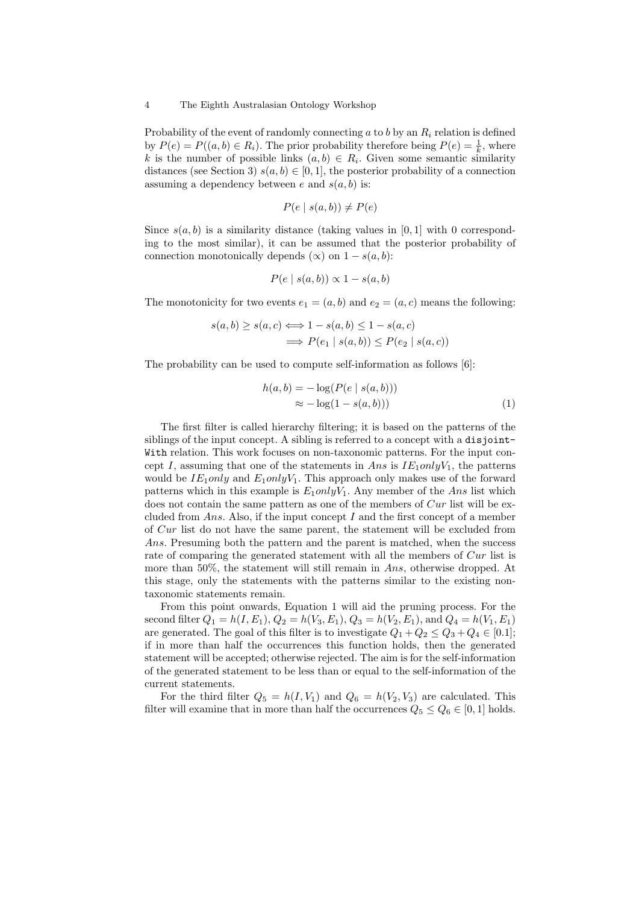Probability of the event of randomly connecting $a$ to $b$ by an $R_i$ relation is defined by $P(e) = P((a,b) \in R_i)$. The prior probability therefore being $P(e) = \frac{1}{k}$, where $k$ is the number of possible links $(a,b) \in R_i$. Given some semantic similarity distances (see Section 3) $s(a,b) \in [0,1]$, the posterior probability of a connection assuming a dependency between $e$ and $s(a,b)$ is:

$$P(e \mid s(a,b)) \neq P(e)$$

Since $s(a,b)$ is a similarity distance (taking values in $[0,1]$ with 0 corresponding to the most similar), it can be assumed that the posterior probability of connection monotonically depends ($\propto$) on $1 - s(a,b)$:

$$P(e \mid s(a,b)) \propto 1 - s(a,b)$$

The monotonicity for two events $e_1 = (a,b)$ and $e_2 = (a,c)$ means the following:

$$\begin{aligned} s(a,b) \geq s(a,c) &\iff 1 - s(a,b) \leq 1 - s(a,c) \\ &\implies P(e_1 \mid s(a,b)) \leq P(e_2 \mid s(a,c)) \end{aligned}$$

The probability can be used to compute self-information as follows [6]:

$$\begin{aligned} h(a,b) &= -\log(P(e \mid s(a,b))) \\ &\approx -\log(1 - s(a,b))) \end{aligned} \tag{1}$$

The first filter is called hierarchy filtering; it is based on the patterns of the siblings of the input concept. A sibling is referred to a concept with a `disjointWith` relation. This work focuses on non-taxonomic patterns. For the input concept $I$, assuming that one of the statements in $Ans$ is $IE_1 only V_1$, the patterns would be $IE_1 only$ and $E_1 only V_1$. This approach only makes use of the forward patterns which in this example is $E_1 only V_1$. Any member of the $Ans$ list which does not contain the same pattern as one of the members of $Cur$ list will be excluded from $Ans$. Also, if the input concept $I$ and the first concept of a member of $Cur$ list do not have the same parent, the statement will be excluded from $Ans$. Presuming both the pattern and the parent is matched, when the success rate of comparing the generated statement with all the members of $Cur$ list is more than 50%, the statement will still remain in $Ans$, otherwise dropped. At this stage, only the statements with the patterns similar to the existing non-taxonomic statements remain.

From this point onwards, Equation 1 will aid the pruning process. For the second filter $Q_1 = h(I, E_1)$, $Q_2 = h(V_3, E_1)$, $Q_3 = h(V_2, E_1)$, and $Q_4 = h(V_1, E_1)$ are generated. The goal of this filter is to investigate $Q_1 + Q_2 \leq Q_3 + Q_4 \in [0.1]$; if in more than half the occurrences this function holds, then the generated statement will be accepted; otherwise rejected. The aim is for the self-information of the generated statement to be less than or equal to the self-information of the current statements.

For the third filter $Q_5 = h(I, V_1)$ and $Q_6 = h(V_2, V_3)$ are calculated. This filter will examine that in more than half the occurrences $Q_5 \leq Q_6 \in [0,1]$ holds.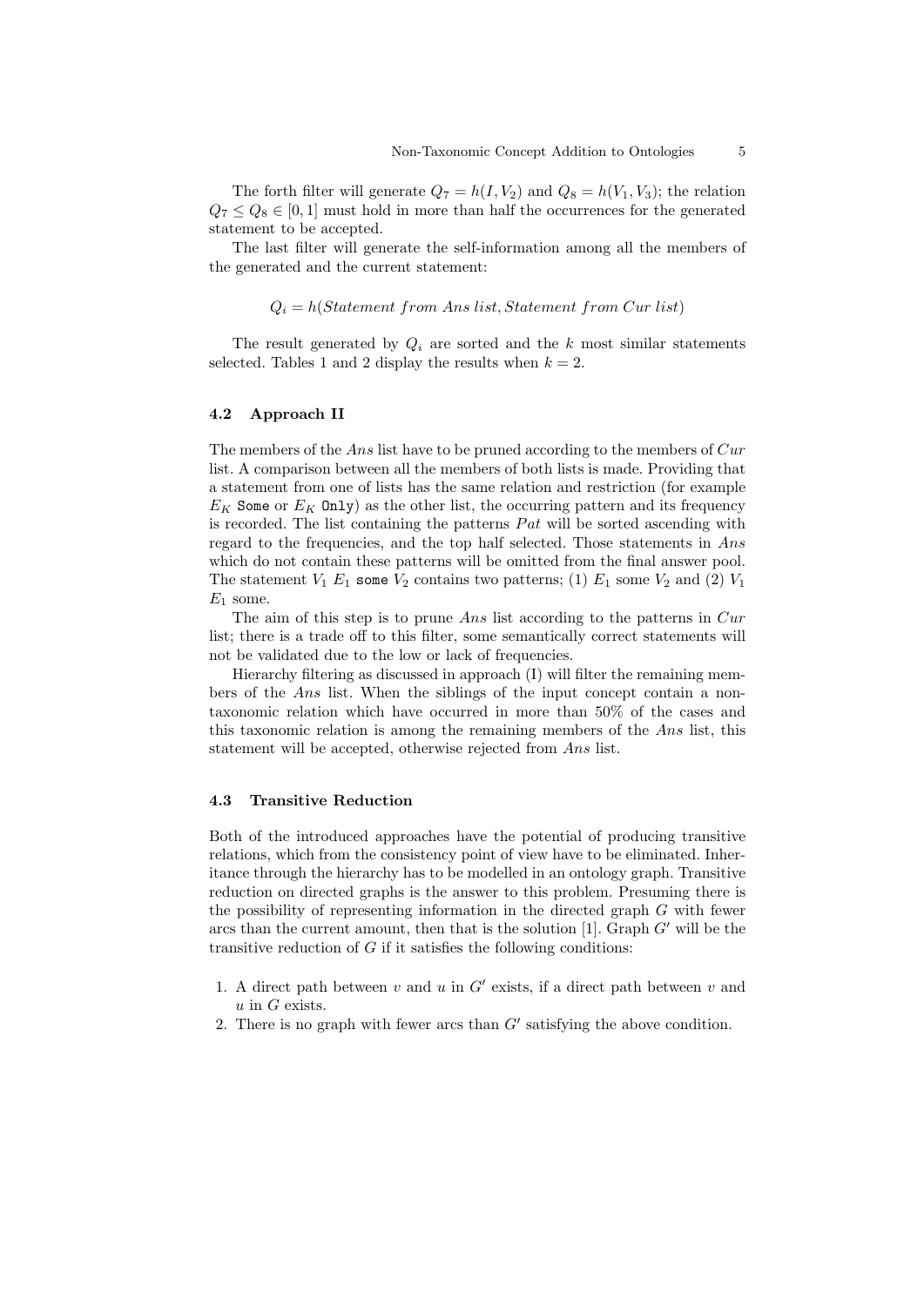The forth filter will generate $Q_7 = h(I, V_2)$ and $Q_8 = h(V_1, V_3)$; the relation $Q_7 \leq Q_8 \in [0, 1]$ must hold in more than half the occurrences for the generated statement to be accepted.

The last filter will generate the self-information among all the members of the generated and the current statement:

$$Q_i = h(\textit{Statement from Ans list}, \textit{Statement from Cur list})$$

The result generated by $Q_i$ are sorted and the $k$ most similar statements selected. Tables 1 and 2 display the results when $k = 2$.

### 4.2 Approach II

The members of the *Ans* list have to be pruned according to the members of *Cur* list. A comparison between all the members of both lists is made. Providing that a statement from one of lists has the same relation and restriction (for example $E_K$ `Some` or $E_K$ `Only`) as the other list, the occurring pattern and its frequency is recorded. The list containing the patterns *Pat* will be sorted ascending with regard to the frequencies, and the top half selected. Those statements in *Ans* which do not contain these patterns will be omitted from the final answer pool. The statement $V_1$ $E_1$ `some` $V_2$ contains two patterns; (1) $E_1$ some $V_2$ and (2) $V_1$ $E_1$ some.

The aim of this step is to prune *Ans* list according to the patterns in *Cur* list; there is a trade off to this filter, some semantically correct statements will not be validated due to the low or lack of frequencies.

Hierarchy filtering as discussed in approach (I) will filter the remaining members of the *Ans* list. When the siblings of the input concept contain a non-taxonomic relation which have occurred in more than 50% of the cases and this taxonomic relation is among the remaining members of the *Ans* list, this statement will be accepted, otherwise rejected from *Ans* list.

### 4.3 Transitive Reduction

Both of the introduced approaches have the potential of producing transitive relations, which from the consistency point of view have to be eliminated. Inheritance through the hierarchy has to be modelled in an ontology graph. Transitive reduction on directed graphs is the answer to this problem. Presuming there is the possibility of representing information in the directed graph $G$ with fewer arcs than the current amount, then that is the solution [1]. Graph $G'$ will be the transitive reduction of $G$ if it satisfies the following conditions:

1. A direct path between $v$ and $u$ in $G'$ exists, if a direct path between $v$ and $u$ in $G$ exists.
2. There is no graph with fewer arcs than $G'$ satisfying the above condition.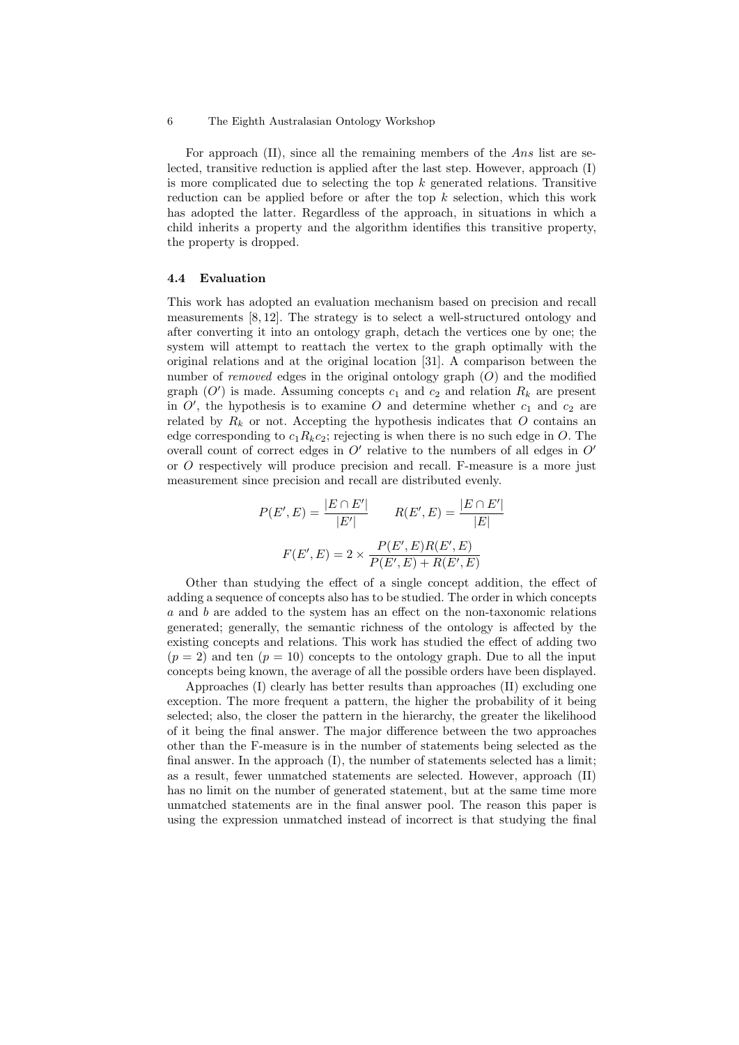For approach (II), since all the remaining members of the *Ans* list are selected, transitive reduction is applied after the last step. However, approach (I) is more complicated due to selecting the top $k$ generated relations. Transitive reduction can be applied before or after the top $k$ selection, which this work has adopted the latter. Regardless of the approach, in situations in which a child inherits a property and the algorithm identifies this transitive property, the property is dropped.

### 4.4 Evaluation

This work has adopted an evaluation mechanism based on precision and recall measurements [8, 12]. The strategy is to select a well-structured ontology and after converting it into an ontology graph, detach the vertices one by one; the system will attempt to reattach the vertex to the graph optimally with the original relations and at the original location [31]. A comparison between the number of *removed* edges in the original ontology graph ($O$) and the modified graph ($O'$) is made. Assuming concepts $c_1$ and $c_2$ and relation $R_k$ are present in $O'$, the hypothesis is to examine $O$ and determine whether $c_1$ and $c_2$ are related by $R_k$ or not. Accepting the hypothesis indicates that $O$ contains an edge corresponding to $c_1 R_k c_2$; rejecting is when there is no such edge in $O$. The overall count of correct edges in $O'$ relative to the numbers of all edges in $O'$ or $O$ respectively will produce precision and recall. F-measure is a more just measurement since precision and recall are distributed evenly.

$$P(E', E) = \frac{|E \cap E'|}{|E'|} \qquad R(E', E) = \frac{|E \cap E'|}{|E|}$$

$$F(E', E) = 2 \times \frac{P(E', E)R(E', E)}{P(E', E) + R(E', E)}$$

Other than studying the effect of a single concept addition, the effect of adding a sequence of concepts also has to be studied. The order in which concepts $a$ and $b$ are added to the system has an effect on the non-taxonomic relations generated; generally, the semantic richness of the ontology is affected by the existing concepts and relations. This work has studied the effect of adding two ($p = 2$) and ten ($p = 10$) concepts to the ontology graph. Due to all the input concepts being known, the average of all the possible orders have been displayed.

Approaches (I) clearly has better results than approaches (II) excluding one exception. The more frequent a pattern, the higher the probability of it being selected; also, the closer the pattern in the hierarchy, the greater the likelihood of it being the final answer. The major difference between the two approaches other than the F-measure is in the number of statements being selected as the final answer. In the approach (I), the number of statements selected has a limit; as a result, fewer unmatched statements are selected. However, approach (II) has no limit on the number of generated statement, but at the same time more unmatched statements are in the final answer pool. The reason this paper is using the expression unmatched instead of incorrect is that studying the final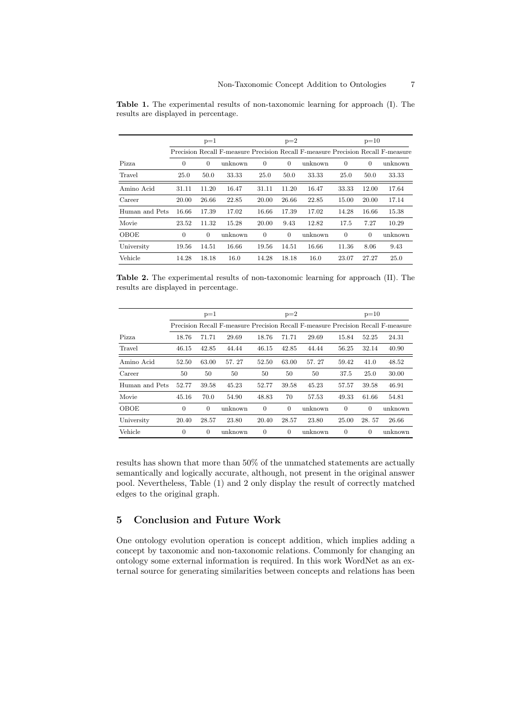**Table 1.** The experimental results of non-taxonomic learning for approach (I). The results are displayed in percentage.

| | p=1 | | | p=2 | | | p=10 | | |
|---|---|---|---|---|---|---|---|---|---|
| | Precision | Recall | F-measure | Precision | Recall | F-measure | Precision | Recall | F-measure |
| Pizza | 0 | 0 | unknown | 0 | 0 | unknown | 0 | 0 | unknown |
| Travel | 25.0 | 50.0 | 33.33 | 25.0 | 50.0 | 33.33 | 25.0 | 50.0 | 33.33 |
| Amino Acid | 31.11 | 11.20 | 16.47 | 31.11 | 11.20 | 16.47 | 33.33 | 12.00 | 17.64 |
| Career | 20.00 | 26.66 | 22.85 | 20.00 | 26.66 | 22.85 | 15.00 | 20.00 | 17.14 |
| Human and Pets | 16.66 | 17.39 | 17.02 | 16.66 | 17.39 | 17.02 | 14.28 | 16.66 | 15.38 |
| Movie | 23.52 | 11.32 | 15.28 | 20.00 | 9.43 | 12.82 | 17.5 | 7.27 | 10.29 |
| OBOE | 0 | 0 | unknown | 0 | 0 | unknown | 0 | 0 | unknown |
| University | 19.56 | 14.51 | 16.66 | 19.56 | 14.51 | 16.66 | 11.36 | 8.06 | 9.43 |
| Vehicle | 14.28 | 18.18 | 16.0 | 14.28 | 18.18 | 16.0 | 23.07 | 27.27 | 25.0 |

**Table 2.** The experimental results of non-taxonomic learning for approach (II). The results are displayed in percentage.

| | p=1 | | | p=2 | | | p=10 | | |
|---|---|---|---|---|---|---|---|---|---|
| | Precision | Recall | F-measure | Precision | Recall | F-measure | Precision | Recall | F-measure |
| Pizza | 18.76 | 71.71 | 29.69 | 18.76 | 71.71 | 29.69 | 15.84 | 52.25 | 24.31 |
| Travel | 46.15 | 42.85 | 44.44 | 46.15 | 42.85 | 44.44 | 56.25 | 32.14 | 40.90 |
| Amino Acid | 52.50 | 63.00 | 57. 27 | 52.50 | 63.00 | 57. 27 | 59.42 | 41.0 | 48.52 |
| Career | 50 | 50 | 50 | 50 | 50 | 50 | 37.5 | 25.0 | 30.00 |
| Human and Pets | 52.77 | 39.58 | 45.23 | 52.77 | 39.58 | 45.23 | 57.57 | 39.58 | 46.91 |
| Movie | 45.16 | 70.0 | 54.90 | 48.83 | 70 | 57.53 | 49.33 | 61.66 | 54.81 |
| OBOE | 0 | 0 | unknown | 0 | 0 | unknown | 0 | 0 | unknown |
| University | 20.40 | 28.57 | 23.80 | 20.40 | 28.57 | 23.80 | 25.00 | 28. 57 | 26.66 |
| Vehicle | 0 | 0 | unknown | 0 | 0 | unknown | 0 | 0 | unknown |

results has shown that more than 50% of the unmatched statements are actually semantically and logically accurate, although, not present in the original answer pool. Nevertheless, Table (1) and 2 only display the result of correctly matched edges to the original graph.

## 5 Conclusion and Future Work

One ontology evolution operation is concept addition, which implies adding a concept by taxonomic and non-taxonomic relations. Commonly for changing an ontology some external information is required. In this work WordNet as an external source for generating similarities between concepts and relations has been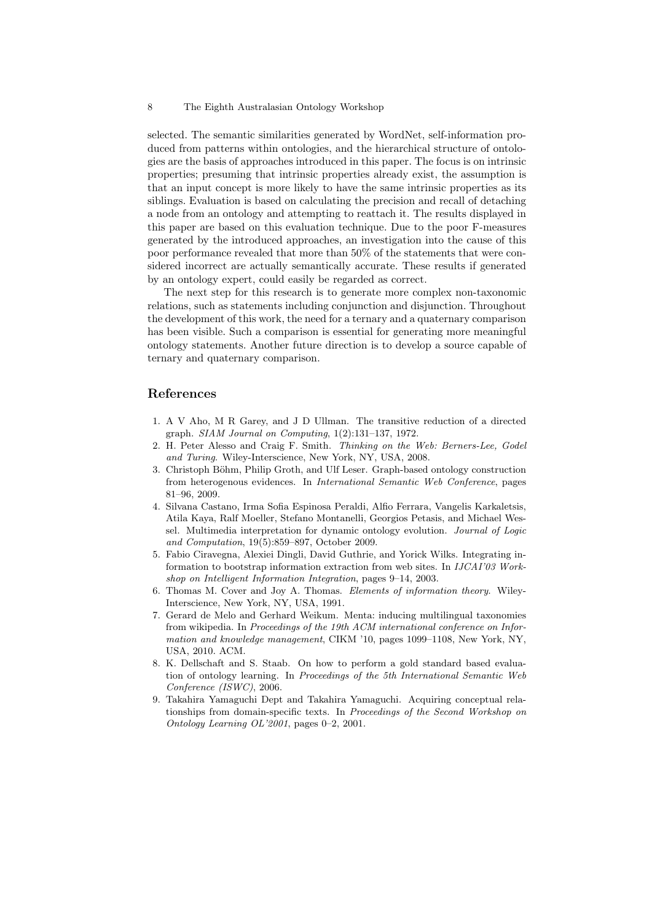selected. The semantic similarities generated by WordNet, self-information produced from patterns within ontologies, and the hierarchical structure of ontologies are the basis of approaches introduced in this paper. The focus is on intrinsic properties; presuming that intrinsic properties already exist, the assumption is that an input concept is more likely to have the same intrinsic properties as its siblings. Evaluation is based on calculating the precision and recall of detaching a node from an ontology and attempting to reattach it. The results displayed in this paper are based on this evaluation technique. Due to the poor F-measures generated by the introduced approaches, an investigation into the cause of this poor performance revealed that more than 50% of the statements that were considered incorrect are actually semantically accurate. These results if generated by an ontology expert, could easily be regarded as correct.

The next step for this research is to generate more complex non-taxonomic relations, such as statements including conjunction and disjunction. Throughout the development of this work, the need for a ternary and a quaternary comparison has been visible. Such a comparison is essential for generating more meaningful ontology statements. Another future direction is to develop a source capable of ternary and quaternary comparison.

## References

1. A V Aho, M R Garey, and J D Ullman. The transitive reduction of a directed graph. *SIAM Journal on Computing*, 1(2):131–137, 1972.
2. H. Peter Alesso and Craig F. Smith. *Thinking on the Web: Berners-Lee, Godel and Turing*. Wiley-Interscience, New York, NY, USA, 2008.
3. Christoph Böhm, Philip Groth, and Ulf Leser. Graph-based ontology construction from heterogenous evidences. In *International Semantic Web Conference*, pages 81–96, 2009.
4. Silvana Castano, Irma Sofia Espinosa Peraldi, Alfio Ferrara, Vangelis Karkaletsis, Atila Kaya, Ralf Moeller, Stefano Montanelli, Georgios Petasis, and Michael Wessel. Multimedia interpretation for dynamic ontology evolution. *Journal of Logic and Computation*, 19(5):859–897, October 2009.
5. Fabio Ciravegna, Alexiei Dingli, David Guthrie, and Yorick Wilks. Integrating information to bootstrap information extraction from web sites. In *IJCAI'03 Workshop on Intelligent Information Integration*, pages 9–14, 2003.
6. Thomas M. Cover and Joy A. Thomas. *Elements of information theory*. Wiley-Interscience, New York, NY, USA, 1991.
7. Gerard de Melo and Gerhard Weikum. Menta: inducing multilingual taxonomies from wikipedia. In *Proceedings of the 19th ACM international conference on Information and knowledge management*, CIKM '10, pages 1099–1108, New York, NY, USA, 2010. ACM.
8. K. Dellschaft and S. Staab. On how to perform a gold standard based evaluation of ontology learning. In *Proceedings of the 5th International Semantic Web Conference (ISWC)*, 2006.
9. Takahira Yamaguchi Dept and Takahira Yamaguchi. Acquiring conceptual relationships from domain-specific texts. In *Proceedings of the Second Workshop on Ontology Learning OL'2001*, pages 0–2, 2001.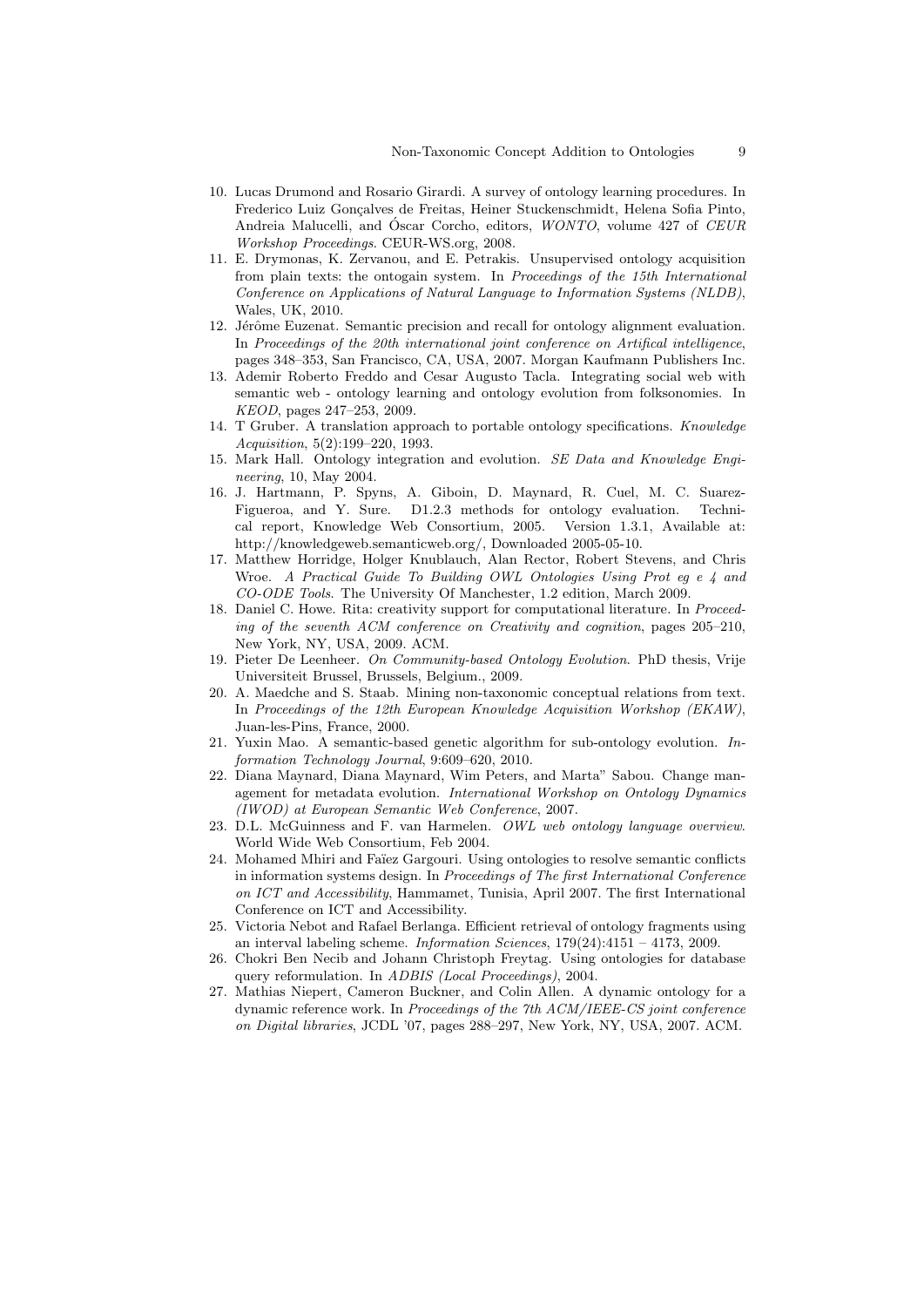10. Lucas Drumond and Rosario Girardi. A survey of ontology learning procedures. In Frederico Luiz Gonçalves de Freitas, Heiner Stuckenschmidt, Helena Sofia Pinto, Andreia Malucelli, and Óscar Corcho, editors, *WONTO*, volume 427 of *CEUR Workshop Proceedings*. CEUR-WS.org, 2008.
11. E. Drymonas, K. Zervanou, and E. Petrakis. Unsupervised ontology acquisition from plain texts: the ontogain system. In *Proceedings of the 15th International Conference on Applications of Natural Language to Information Systems (NLDB)*, Wales, UK, 2010.
12. Jérôme Euzenat. Semantic precision and recall for ontology alignment evaluation. In *Proceedings of the 20th international joint conference on Artifical intelligence*, pages 348–353, San Francisco, CA, USA, 2007. Morgan Kaufmann Publishers Inc.
13. Ademir Roberto Freddo and Cesar Augusto Tacla. Integrating social web with semantic web - ontology learning and ontology evolution from folksonomies. In *KEOD*, pages 247–253, 2009.
14. T Gruber. A translation approach to portable ontology specifications. *Knowledge Acquisition*, 5(2):199–220, 1993.
15. Mark Hall. Ontology integration and evolution. *SE Data and Knowledge Engineering*, 10, May 2004.
16. J. Hartmann, P. Spyns, A. Giboin, D. Maynard, R. Cuel, M. C. Suarez-Figueroa, and Y. Sure. D1.2.3 methods for ontology evaluation. Technical report, Knowledge Web Consortium, 2005. Version 1.3.1, Available at: http://knowledgeweb.semanticweb.org/, Downloaded 2005-05-10.
17. Matthew Horridge, Holger Knublauch, Alan Rector, Robert Stevens, and Chris Wroe. *A Practical Guide To Building OWL Ontologies Using Prot eg e 4 and CO-ODE Tools*. The University Of Manchester, 1.2 edition, March 2009.
18. Daniel C. Howe. Rita: creativity support for computational literature. In *Proceeding of the seventh ACM conference on Creativity and cognition*, pages 205–210, New York, NY, USA, 2009. ACM.
19. Pieter De Leenheer. *On Community-based Ontology Evolution*. PhD thesis, Vrije Universiteit Brussel, Brussels, Belgium., 2009.
20. A. Maedche and S. Staab. Mining non-taxonomic conceptual relations from text. In *Proceedings of the 12th European Knowledge Acquisition Workshop (EKAW)*, Juan-les-Pins, France, 2000.
21. Yuxin Mao. A semantic-based genetic algorithm for sub-ontology evolution. *Information Technology Journal*, 9:609–620, 2010.
22. Diana Maynard, Diana Maynard, Wim Peters, and Marta" Sabou. Change management for metadata evolution. *International Workshop on Ontology Dynamics (IWOD) at European Semantic Web Conference*, 2007.
23. D.L. McGuinness and F. van Harmelen. *OWL web ontology language overview*. World Wide Web Consortium, Feb 2004.
24. Mohamed Mhiri and Faïez Gargouri. Using ontologies to resolve semantic conflicts in information systems design. In *Proceedings of The first International Conference on ICT and Accessibility*, Hammamet, Tunisia, April 2007. The first International Conference on ICT and Accessibility.
25. Victoria Nebot and Rafael Berlanga. Efficient retrieval of ontology fragments using an interval labeling scheme. *Information Sciences*, 179(24):4151 – 4173, 2009.
26. Chokri Ben Necib and Johann Christoph Freytag. Using ontologies for database query reformulation. In *ADBIS (Local Proceedings)*, 2004.
27. Mathias Niepert, Cameron Buckner, and Colin Allen. A dynamic ontology for a dynamic reference work. In *Proceedings of the 7th ACM/IEEE-CS joint conference on Digital libraries*, JCDL '07, pages 288–297, New York, NY, USA, 2007. ACM.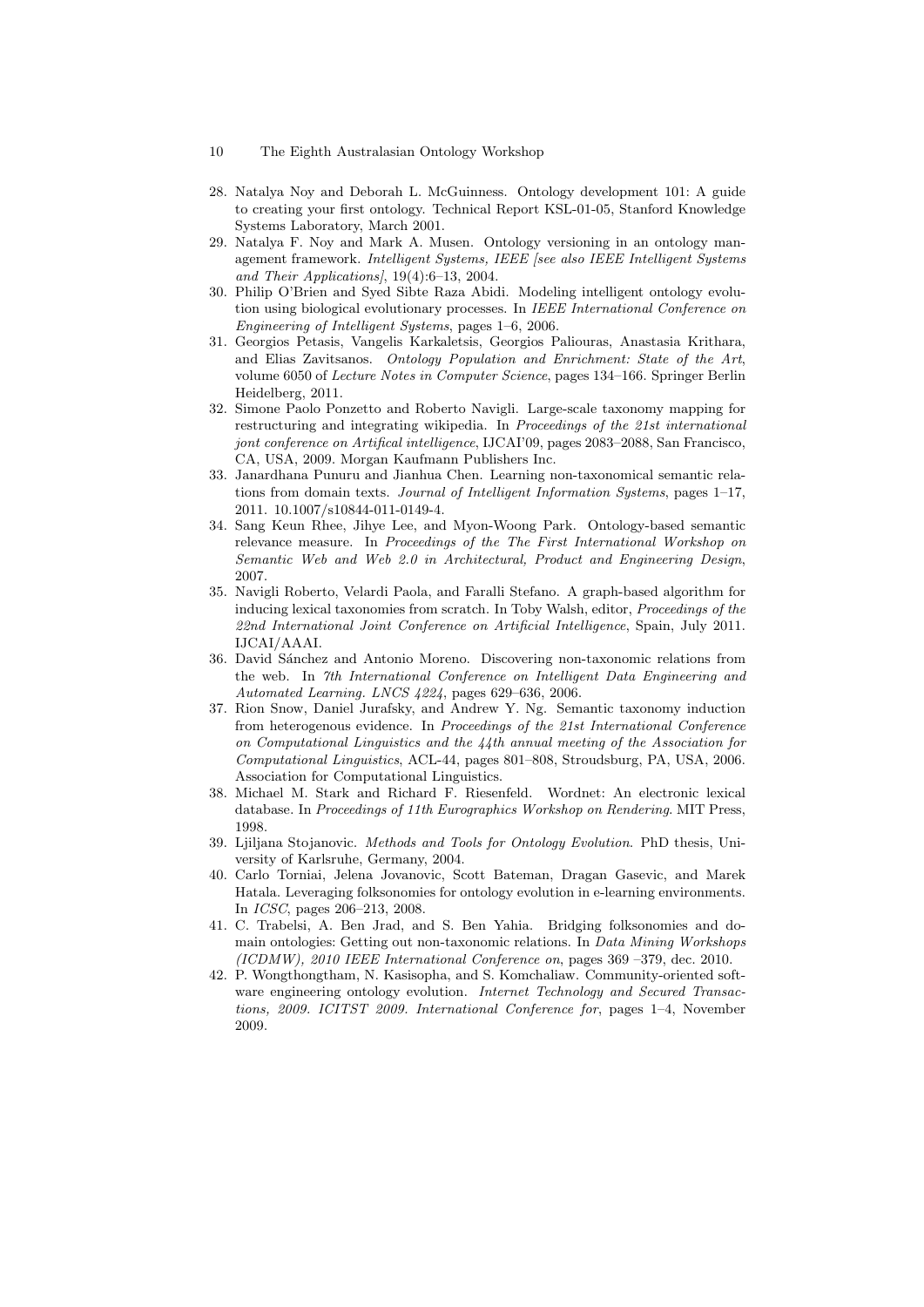28. Natalya Noy and Deborah L. McGuinness. Ontology development 101: A guide to creating your first ontology. Technical Report KSL-01-05, Stanford Knowledge Systems Laboratory, March 2001.
29. Natalya F. Noy and Mark A. Musen. Ontology versioning in an ontology management framework. *Intelligent Systems, IEEE [see also IEEE Intelligent Systems and Their Applications]*, 19(4):6–13, 2004.
30. Philip O'Brien and Syed Sibte Raza Abidi. Modeling intelligent ontology evolution using biological evolutionary processes. In *IEEE International Conference on Engineering of Intelligent Systems*, pages 1–6, 2006.
31. Georgios Petasis, Vangelis Karkaletsis, Georgios Paliouras, Anastasia Krithara, and Elias Zavitsanos. *Ontology Population and Enrichment: State of the Art*, volume 6050 of *Lecture Notes in Computer Science*, pages 134–166. Springer Berlin Heidelberg, 2011.
32. Simone Paolo Ponzetto and Roberto Navigli. Large-scale taxonomy mapping for restructuring and integrating wikipedia. In *Proceedings of the 21st international jont conference on Artifical intelligence*, IJCAI'09, pages 2083–2088, San Francisco, CA, USA, 2009. Morgan Kaufmann Publishers Inc.
33. Janardhana Punuru and Jianhua Chen. Learning non-taxonomical semantic relations from domain texts. *Journal of Intelligent Information Systems*, pages 1–17, 2011. 10.1007/s10844-011-0149-4.
34. Sang Keun Rhee, Jihye Lee, and Myon-Woong Park. Ontology-based semantic relevance measure. In *Proceedings of the The First International Workshop on Semantic Web and Web 2.0 in Architectural, Product and Engineering Design*, 2007.
35. Navigli Roberto, Velardi Paola, and Faralli Stefano. A graph-based algorithm for inducing lexical taxonomies from scratch. In Toby Walsh, editor, *Proceedings of the 22nd International Joint Conference on Artificial Intelligence*, Spain, July 2011. IJCAI/AAAI.
36. David Sánchez and Antonio Moreno. Discovering non-taxonomic relations from the web. In *7th International Conference on Intelligent Data Engineering and Automated Learning. LNCS 4224*, pages 629–636, 2006.
37. Rion Snow, Daniel Jurafsky, and Andrew Y. Ng. Semantic taxonomy induction from heterogenous evidence. In *Proceedings of the 21st International Conference on Computational Linguistics and the 44th annual meeting of the Association for Computational Linguistics*, ACL-44, pages 801–808, Stroudsburg, PA, USA, 2006. Association for Computational Linguistics.
38. Michael M. Stark and Richard F. Riesenfeld. Wordnet: An electronic lexical database. In *Proceedings of 11th Eurographics Workshop on Rendering*. MIT Press, 1998.
39. Ljiljana Stojanovic. *Methods and Tools for Ontology Evolution*. PhD thesis, University of Karlsruhe, Germany, 2004.
40. Carlo Torniai, Jelena Jovanovic, Scott Bateman, Dragan Gasevic, and Marek Hatala. Leveraging folksonomies for ontology evolution in e-learning environments. In *ICSC*, pages 206–213, 2008.
41. C. Trabelsi, A. Ben Jrad, and S. Ben Yahia. Bridging folksonomies and domain ontologies: Getting out non-taxonomic relations. In *Data Mining Workshops (ICDMW), 2010 IEEE International Conference on*, pages 369 –379, dec. 2010.
42. P. Wongthongtham, N. Kasisopha, and S. Komchaliaw. Community-oriented software engineering ontology evolution. *Internet Technology and Secured Transactions, 2009. ICITST 2009. International Conference for*, pages 1–4, November 2009.